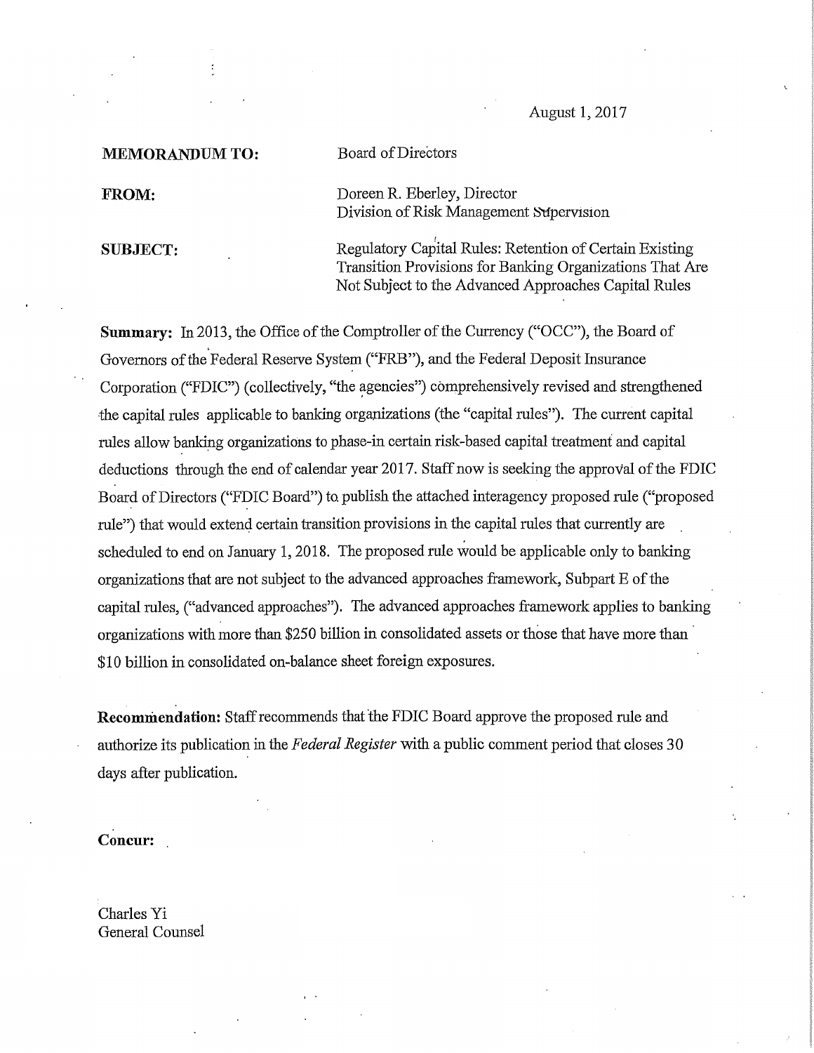August 1, 2017

**MEMORANDUM TO:** Board of Directors

**FROM:** Doreen R. Eberley, Director
Division of Risk Management Supervision

**SUBJECT:** Regulatory Capital Rules: Retention of Certain Existing Transition Provisions for Banking Organizations That Are Not Subject to the Advanced Approaches Capital Rules

**Summary:** In 2013, the Office of the Comptroller of the Currency ("OCC"), the Board of Governors of the Federal Reserve System ("FRB"), and the Federal Deposit Insurance Corporation ("FDIC") (collectively, "the agencies") comprehensively revised and strengthened the capital rules applicable to banking organizations (the "capital rules"). The current capital rules allow banking organizations to phase-in certain risk-based capital treatment and capital deductions through the end of calendar year 2017. Staff now is seeking the approval of the FDIC Board of Directors ("FDIC Board") to publish the attached interagency proposed rule ("proposed rule") that would extend certain transition provisions in the capital rules that currently are scheduled to end on January 1, 2018. The proposed rule would be applicable only to banking organizations that are not subject to the advanced approaches framework, Subpart E of the capital rules, ("advanced approaches"). The advanced approaches framework applies to banking organizations with more than $250 billion in consolidated assets or those that have more than $10 billion in consolidated on-balance sheet foreign exposures.

**Recommendation:** Staff recommends that the FDIC Board approve the proposed rule and authorize its publication in the *Federal Register* with a public comment period that closes 30 days after publication.

**Concur:**

Charles Yi
General Counsel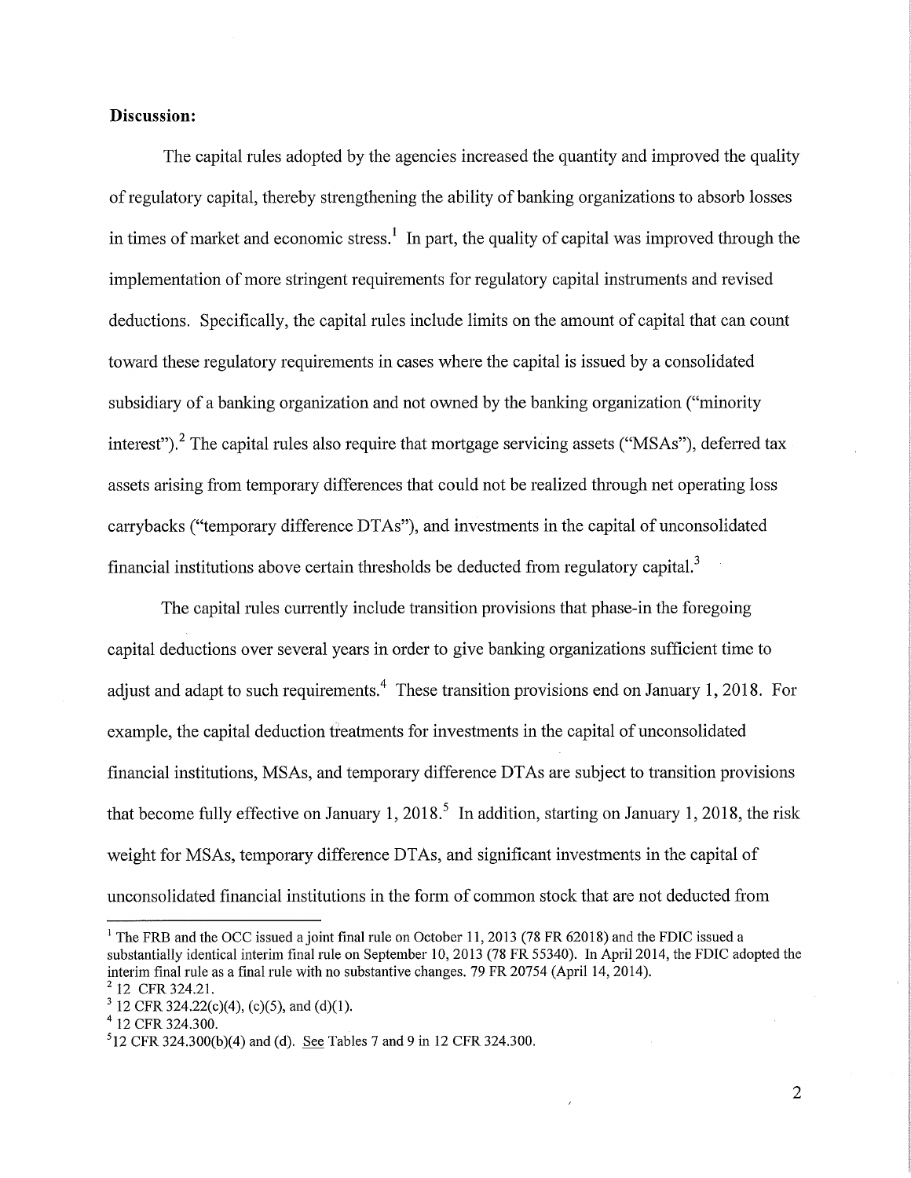**Discussion:**

The capital rules adopted by the agencies increased the quantity and improved the quality of regulatory capital, thereby strengthening the ability of banking organizations to absorb losses in times of market and economic stress.[1] In part, the quality of capital was improved through the implementation of more stringent requirements for regulatory capital instruments and revised deductions. Specifically, the capital rules include limits on the amount of capital that can count toward these regulatory requirements in cases where the capital is issued by a consolidated subsidiary of a banking organization and not owned by the banking organization ("minority interest").[2] The capital rules also require that mortgage servicing assets ("MSAs"), deferred tax assets arising from temporary differences that could not be realized through net operating loss carrybacks ("temporary difference DTAs"), and investments in the capital of unconsolidated financial institutions above certain thresholds be deducted from regulatory capital.[3]

The capital rules currently include transition provisions that phase-in the foregoing capital deductions over several years in order to give banking organizations sufficient time to adjust and adapt to such requirements.[4] These transition provisions end on January 1, 2018. For example, the capital deduction treatments for investments in the capital of unconsolidated financial institutions, MSAs, and temporary difference DTAs are subject to transition provisions that become fully effective on January 1, 2018.[5] In addition, starting on January 1, 2018, the risk weight for MSAs, temporary difference DTAs, and significant investments in the capital of unconsolidated financial institutions in the form of common stock that are not deducted from

---

[1] The FRB and the OCC issued a joint final rule on October 11, 2013 (78 FR 62018) and the FDIC issued a substantially identical interim final rule on September 10, 2013 (78 FR 55340). In April 2014, the FDIC adopted the interim final rule as a final rule with no substantive changes. 79 FR 20754 (April 14, 2014).

[2] 12 CFR 324.21.

[3] 12 CFR 324.22(c)(4), (c)(5), and (d)(1).

[4] 12 CFR 324.300.

[5] 12 CFR 324.300(b)(4) and (d). See Tables 7 and 9 in 12 CFR 324.300.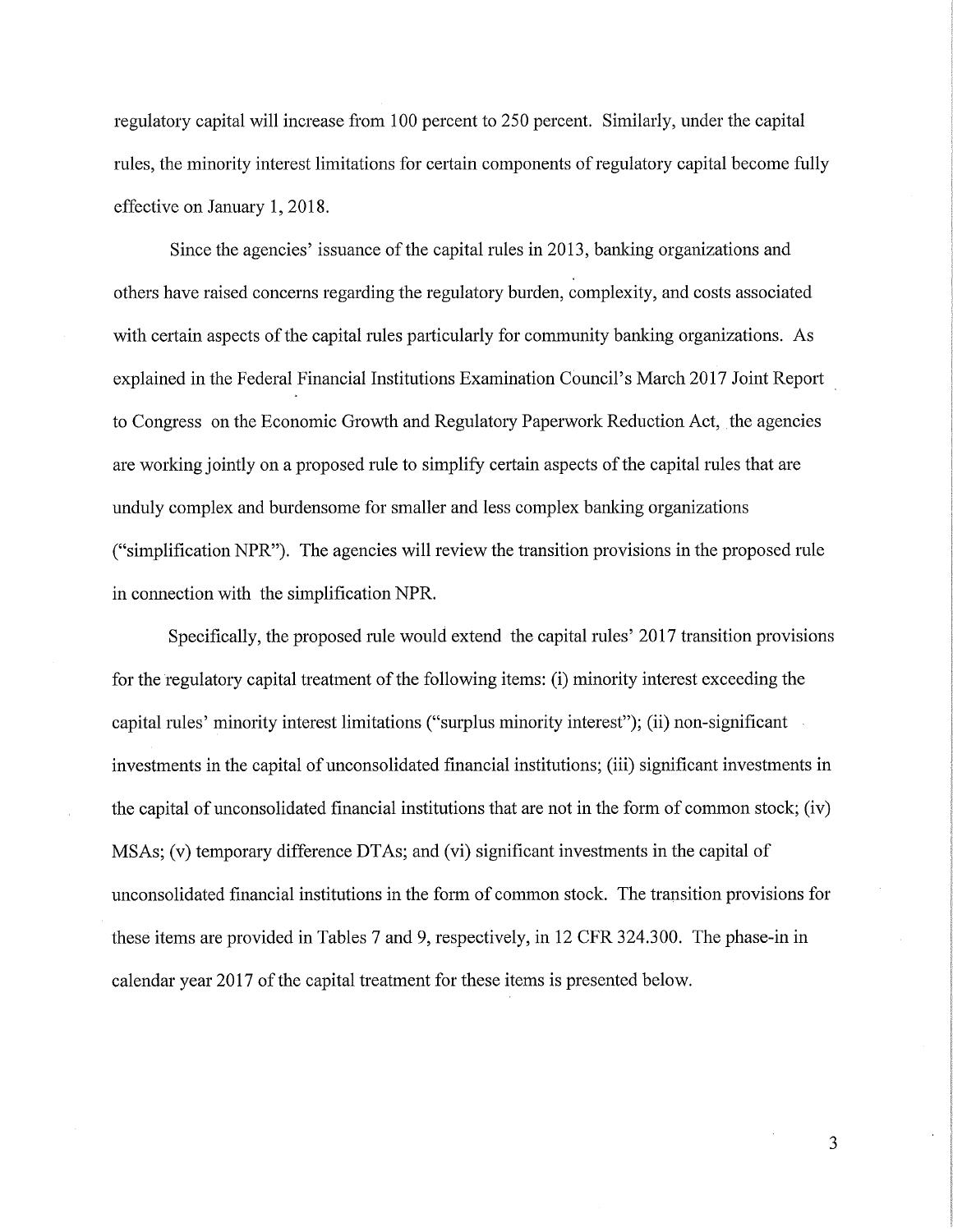regulatory capital will increase from 100 percent to 250 percent. Similarly, under the capital rules, the minority interest limitations for certain components of regulatory capital become fully effective on January 1, 2018.

Since the agencies' issuance of the capital rules in 2013, banking organizations and others have raised concerns regarding the regulatory burden, complexity, and costs associated with certain aspects of the capital rules particularly for community banking organizations. As explained in the Federal Financial Institutions Examination Council's March 2017 Joint Report to Congress on the Economic Growth and Regulatory Paperwork Reduction Act, the agencies are working jointly on a proposed rule to simplify certain aspects of the capital rules that are unduly complex and burdensome for smaller and less complex banking organizations ("simplification NPR"). The agencies will review the transition provisions in the proposed rule in connection with the simplification NPR.

Specifically, the proposed rule would extend the capital rules' 2017 transition provisions for the regulatory capital treatment of the following items: (i) minority interest exceeding the capital rules' minority interest limitations ("surplus minority interest"); (ii) non-significant investments in the capital of unconsolidated financial institutions; (iii) significant investments in the capital of unconsolidated financial institutions that are not in the form of common stock; (iv) MSAs; (v) temporary difference DTAs; and (vi) significant investments in the capital of unconsolidated financial institutions in the form of common stock. The transition provisions for these items are provided in Tables 7 and 9, respectively, in 12 CFR 324.300. The phase-in in calendar year 2017 of the capital treatment for these items is presented below.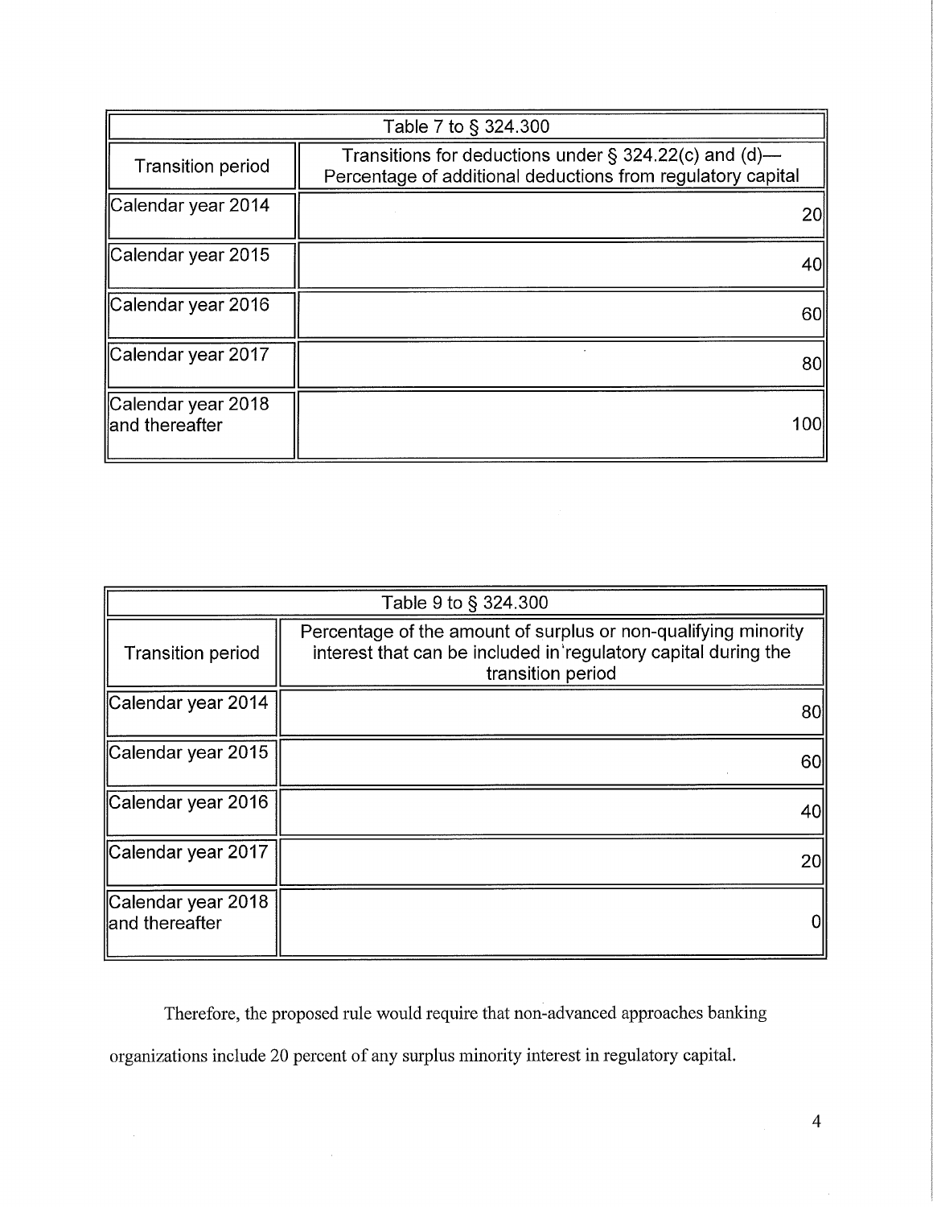| Table 7 to § 324.300 | |
|---|---|
| Transition period | Transitions for deductions under § 324.22(c) and (d)—Percentage of additional deductions from regulatory capital |
| Calendar year 2014 | 20 |
| Calendar year 2015 | 40 |
| Calendar year 2016 | 60 |
| Calendar year 2017 | 80 |
| Calendar year 2018 and thereafter | 100 |

| Table 9 to § 324.300 | |
|---|---|
| Transition period | Percentage of the amount of surplus or non-qualifying minority interest that can be included in regulatory capital during the transition period |
| Calendar year 2014 | 80 |
| Calendar year 2015 | 60 |
| Calendar year 2016 | 40 |
| Calendar year 2017 | 20 |
| Calendar year 2018 and thereafter | 0 |

Therefore, the proposed rule would require that non-advanced approaches banking organizations include 20 percent of any surplus minority interest in regulatory capital.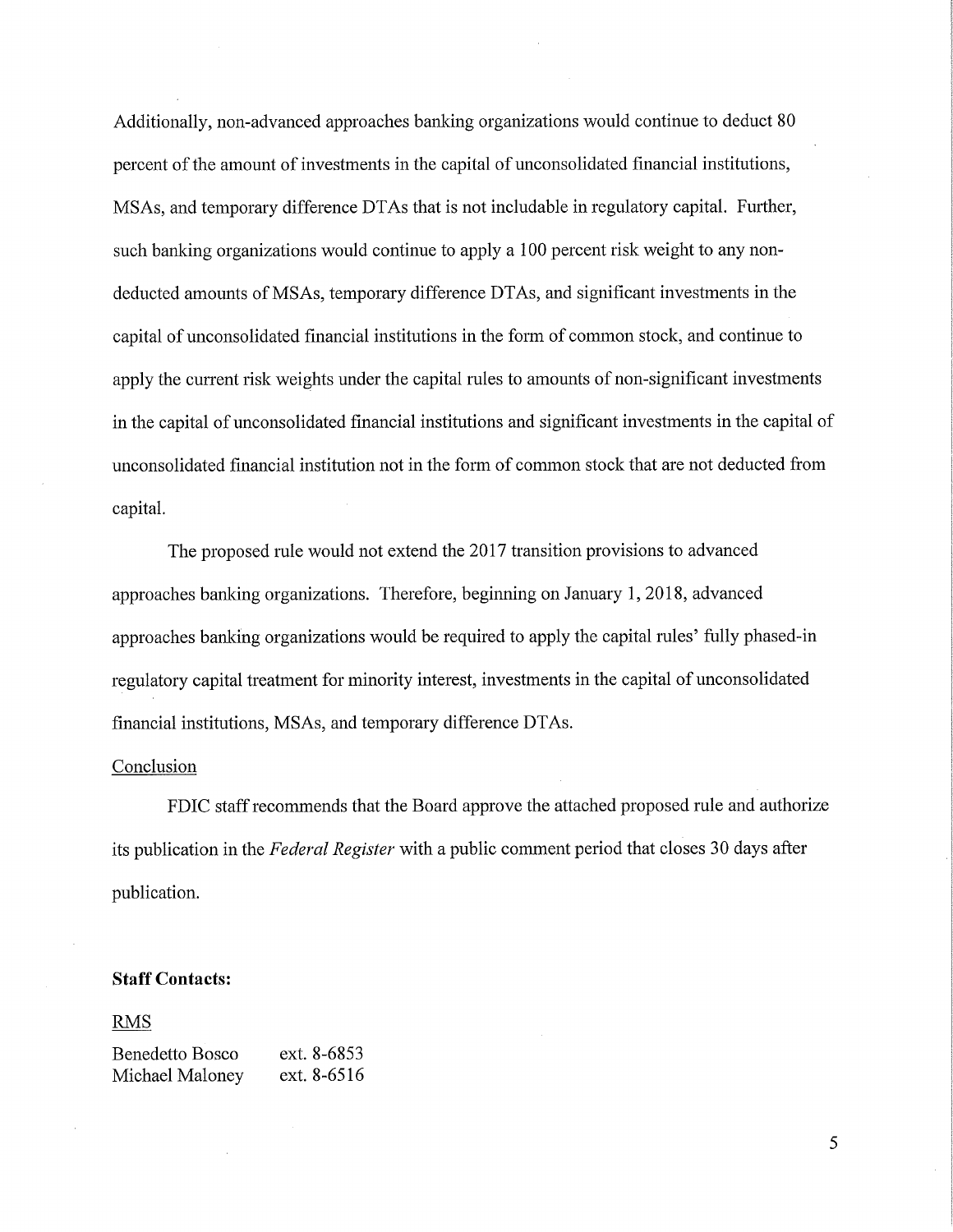Additionally, non-advanced approaches banking organizations would continue to deduct 80 percent of the amount of investments in the capital of unconsolidated financial institutions, MSAs, and temporary difference DTAs that is not includable in regulatory capital. Further, such banking organizations would continue to apply a 100 percent risk weight to any non-deducted amounts of MSAs, temporary difference DTAs, and significant investments in the capital of unconsolidated financial institutions in the form of common stock, and continue to apply the current risk weights under the capital rules to amounts of non-significant investments in the capital of unconsolidated financial institutions and significant investments in the capital of unconsolidated financial institution not in the form of common stock that are not deducted from capital.

The proposed rule would not extend the 2017 transition provisions to advanced approaches banking organizations. Therefore, beginning on January 1, 2018, advanced approaches banking organizations would be required to apply the capital rules' fully phased-in regulatory capital treatment for minority interest, investments in the capital of unconsolidated financial institutions, MSAs, and temporary difference DTAs.

Conclusion

FDIC staff recommends that the Board approve the attached proposed rule and authorize its publication in the *Federal Register* with a public comment period that closes 30 days after publication.

**Staff Contacts:**

RMS

Benedetto Bosco ext. 8-6853
Michael Maloney ext. 8-6516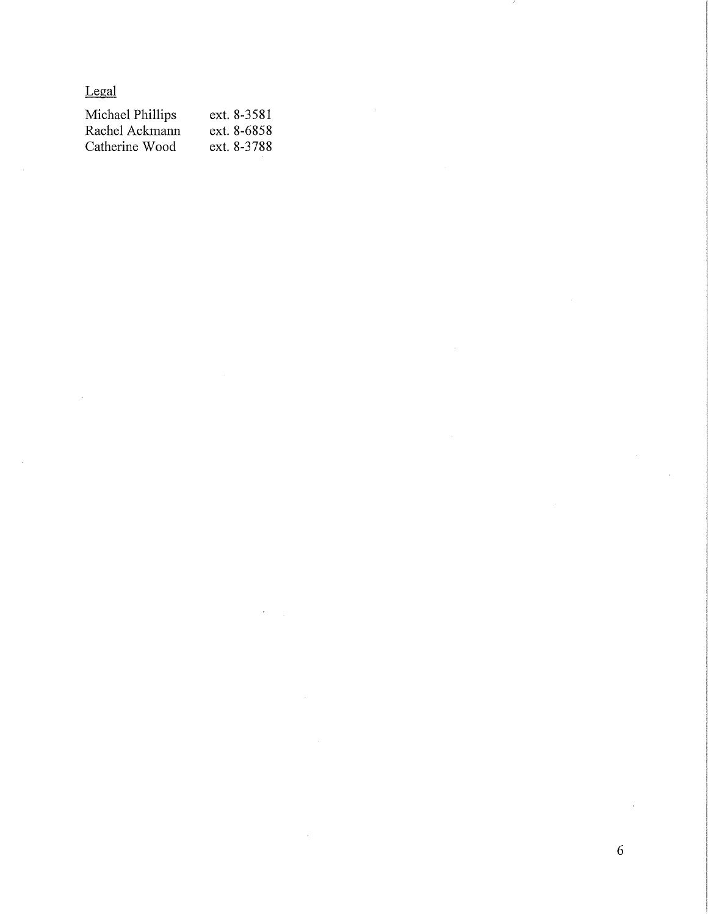Legal

| | |
|---|---|
| Michael Phillips | ext. 8-3581 |
| Rachel Ackmann | ext. 8-6858 |
| Catherine Wood | ext. 8-3788 |